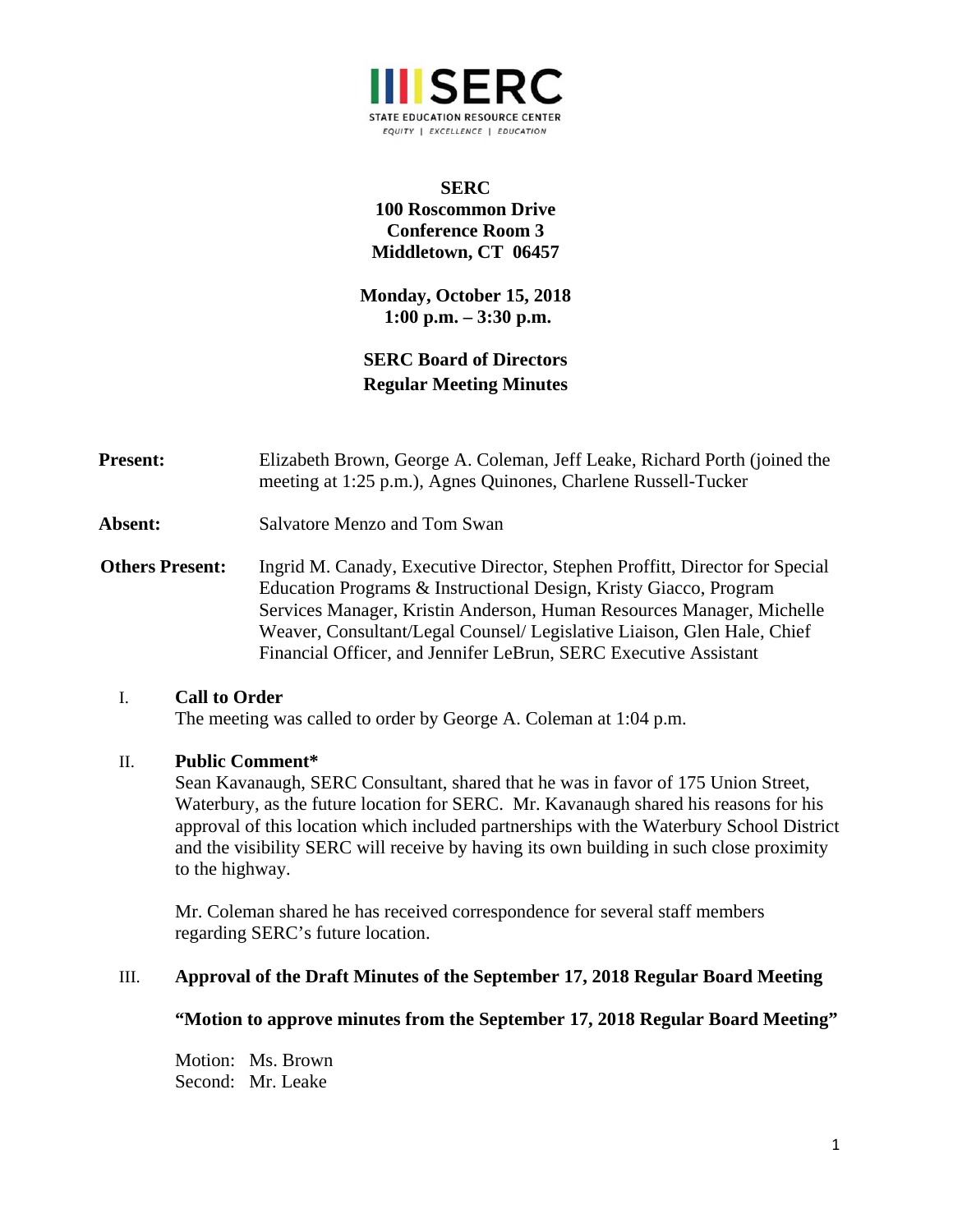**SERC**
**100 Roscommon Drive**
**Conference Room 3**
**Middletown, CT 06457**

**Monday, October 15, 2018**
**1:00 p.m. – 3:30 p.m.**

**SERC Board of Directors**
**Regular Meeting Minutes**

**Present:** Elizabeth Brown, George A. Coleman, Jeff Leake, Richard Porth (joined the meeting at 1:25 p.m.), Agnes Quinones, Charlene Russell-Tucker

**Absent:** Salvatore Menzo and Tom Swan

**Others Present:** Ingrid M. Canady, Executive Director, Stephen Proffitt, Director for Special Education Programs & Instructional Design, Kristy Giacco, Program Services Manager, Kristin Anderson, Human Resources Manager, Michelle Weaver, Consultant/Legal Counsel/ Legislative Liaison, Glen Hale, Chief Financial Officer, and Jennifer LeBrun, SERC Executive Assistant

I. **Call to Order**

The meeting was called to order by George A. Coleman at 1:04 p.m.

II. **Public Comment***

Sean Kavanaugh, SERC Consultant, shared that he was in favor of 175 Union Street, Waterbury, as the future location for SERC. Mr. Kavanaugh shared his reasons for his approval of this location which included partnerships with the Waterbury School District and the visibility SERC will receive by having its own building in such close proximity to the highway.

Mr. Coleman shared he has received correspondence for several staff members regarding SERC's future location.

III. **Approval of the Draft Minutes of the September 17, 2018 Regular Board Meeting**

**"Motion to approve minutes from the September 17, 2018 Regular Board Meeting"**

Motion: Ms. Brown
Second: Mr. Leake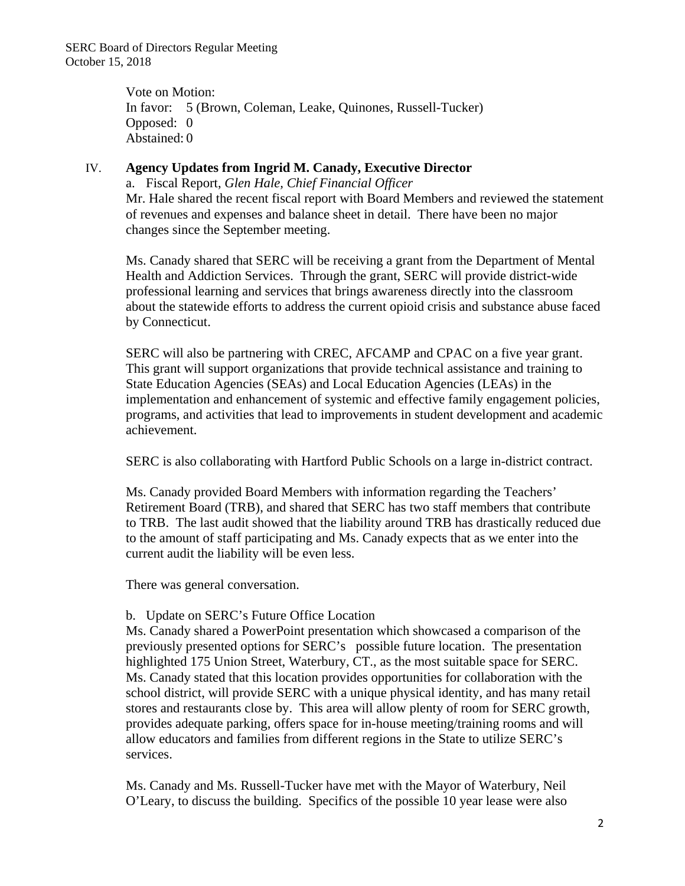Vote on Motion:
In favor: 5 (Brown, Coleman, Leake, Quinones, Russell-Tucker)
Opposed: 0
Abstained: 0

IV. **Agency Updates from Ingrid M. Canady, Executive Director**

a. Fiscal Report, *Glen Hale, Chief Financial Officer*

Mr. Hale shared the recent fiscal report with Board Members and reviewed the statement of revenues and expenses and balance sheet in detail. There have been no major changes since the September meeting.

Ms. Canady shared that SERC will be receiving a grant from the Department of Mental Health and Addiction Services. Through the grant, SERC will provide district-wide professional learning and services that brings awareness directly into the classroom about the statewide efforts to address the current opioid crisis and substance abuse faced by Connecticut.

SERC will also be partnering with CREC, AFCAMP and CPAC on a five year grant. This grant will support organizations that provide technical assistance and training to State Education Agencies (SEAs) and Local Education Agencies (LEAs) in the implementation and enhancement of systemic and effective family engagement policies, programs, and activities that lead to improvements in student development and academic achievement.

SERC is also collaborating with Hartford Public Schools on a large in-district contract.

Ms. Canady provided Board Members with information regarding the Teachers' Retirement Board (TRB), and shared that SERC has two staff members that contribute to TRB. The last audit showed that the liability around TRB has drastically reduced due to the amount of staff participating and Ms. Canady expects that as we enter into the current audit the liability will be even less.

There was general conversation.

b. Update on SERC's Future Office Location

Ms. Canady shared a PowerPoint presentation which showcased a comparison of the previously presented options for SERC's possible future location. The presentation highlighted 175 Union Street, Waterbury, CT., as the most suitable space for SERC. Ms. Canady stated that this location provides opportunities for collaboration with the school district, will provide SERC with a unique physical identity, and has many retail stores and restaurants close by. This area will allow plenty of room for SERC growth, provides adequate parking, offers space for in-house meeting/training rooms and will allow educators and families from different regions in the State to utilize SERC's services.

Ms. Canady and Ms. Russell-Tucker have met with the Mayor of Waterbury, Neil O'Leary, to discuss the building. Specifics of the possible 10 year lease were also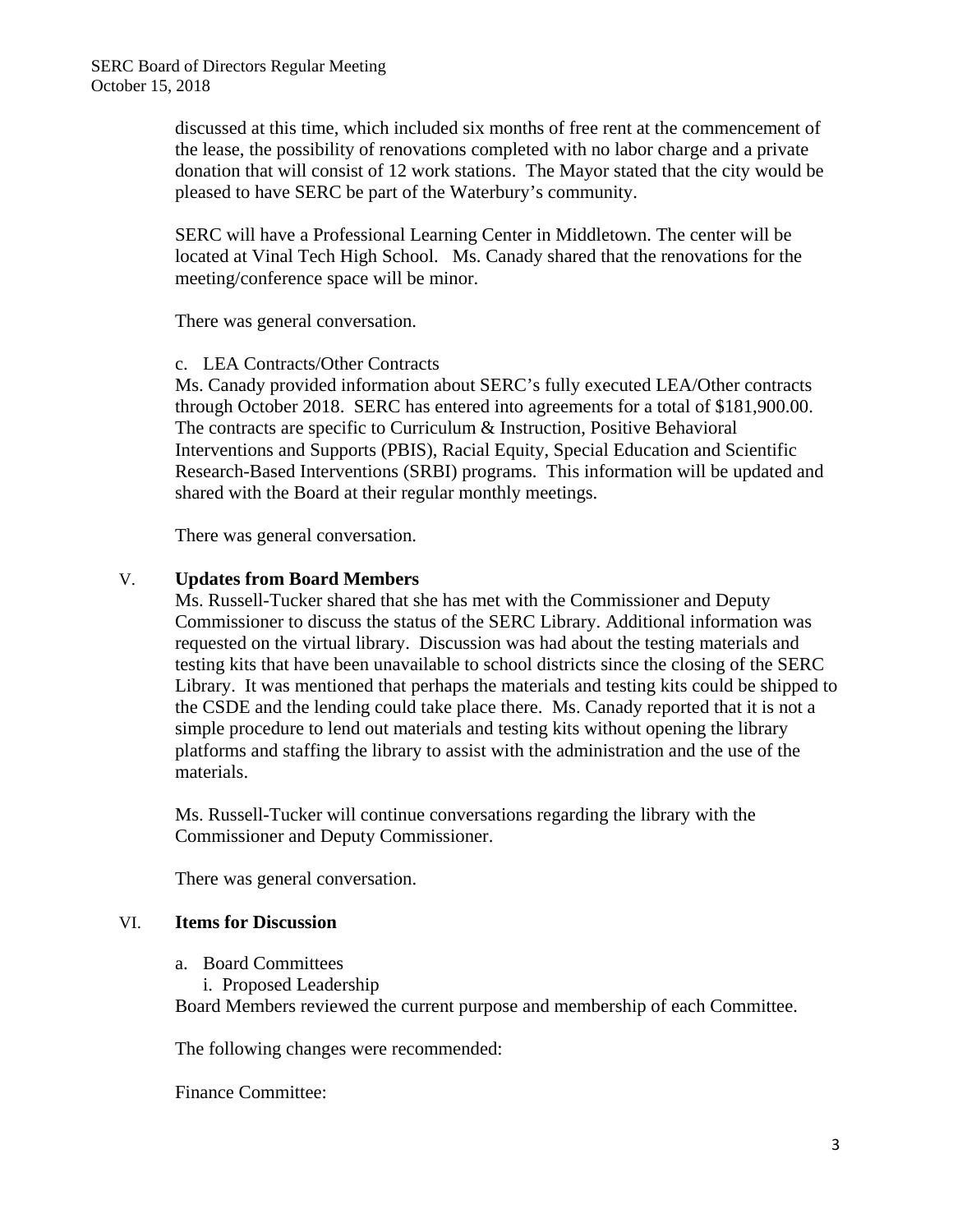discussed at this time, which included six months of free rent at the commencement of the lease, the possibility of renovations completed with no labor charge and a private donation that will consist of 12 work stations. The Mayor stated that the city would be pleased to have SERC be part of the Waterbury's community.

SERC will have a Professional Learning Center in Middletown. The center will be located at Vinal Tech High School. Ms. Canady shared that the renovations for the meeting/conference space will be minor.

There was general conversation.

c. LEA Contracts/Other Contracts

Ms. Canady provided information about SERC's fully executed LEA/Other contracts through October 2018. SERC has entered into agreements for a total of $181,900.00. The contracts are specific to Curriculum & Instruction, Positive Behavioral Interventions and Supports (PBIS), Racial Equity, Special Education and Scientific Research-Based Interventions (SRBI) programs. This information will be updated and shared with the Board at their regular monthly meetings.

There was general conversation.

## V. **Updates from Board Members**

Ms. Russell-Tucker shared that she has met with the Commissioner and Deputy Commissioner to discuss the status of the SERC Library. Additional information was requested on the virtual library. Discussion was had about the testing materials and testing kits that have been unavailable to school districts since the closing of the SERC Library. It was mentioned that perhaps the materials and testing kits could be shipped to the CSDE and the lending could take place there. Ms. Canady reported that it is not a simple procedure to lend out materials and testing kits without opening the library platforms and staffing the library to assist with the administration and the use of the materials.

Ms. Russell-Tucker will continue conversations regarding the library with the Commissioner and Deputy Commissioner.

There was general conversation.

## VI. **Items for Discussion**

a. Board Committees

i. Proposed Leadership

Board Members reviewed the current purpose and membership of each Committee.

The following changes were recommended:

Finance Committee: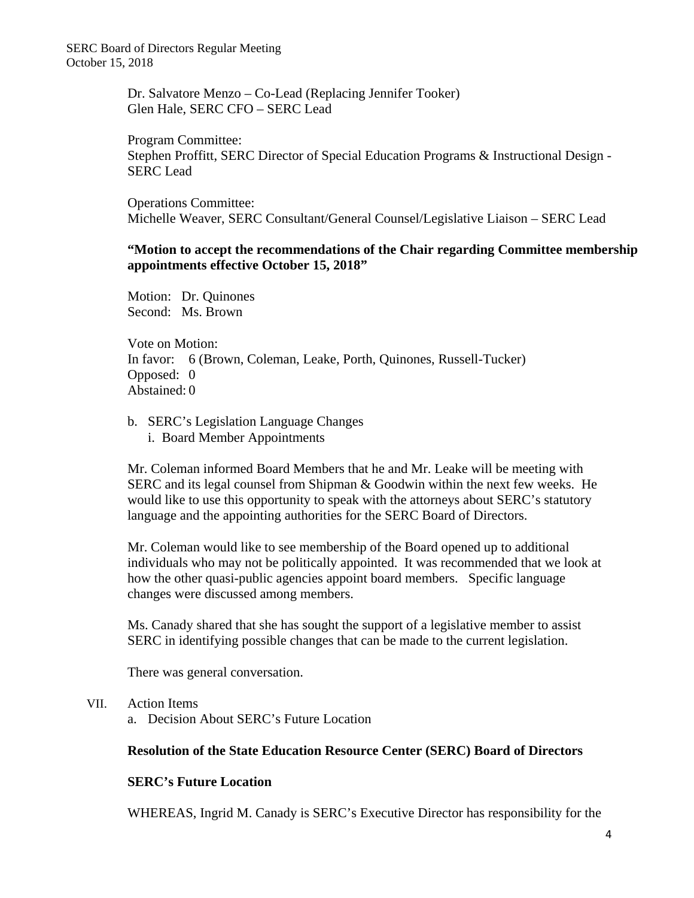Dr. Salvatore Menzo – Co-Lead (Replacing Jennifer Tooker)
Glen Hale, SERC CFO – SERC Lead

Program Committee:
Stephen Proffitt, SERC Director of Special Education Programs & Instructional Design - SERC Lead

Operations Committee:
Michelle Weaver, SERC Consultant/General Counsel/Legislative Liaison – SERC Lead

**"Motion to accept the recommendations of the Chair regarding Committee membership appointments effective October 15, 2018"**

Motion: Dr. Quinones
Second: Ms. Brown

Vote on Motion:
In favor: 6 (Brown, Coleman, Leake, Porth, Quinones, Russell-Tucker)
Opposed: 0
Abstained: 0

b. SERC's Legislation Language Changes
   i. Board Member Appointments

Mr. Coleman informed Board Members that he and Mr. Leake will be meeting with SERC and its legal counsel from Shipman & Goodwin within the next few weeks. He would like to use this opportunity to speak with the attorneys about SERC's statutory language and the appointing authorities for the SERC Board of Directors.

Mr. Coleman would like to see membership of the Board opened up to additional individuals who may not be politically appointed. It was recommended that we look at how the other quasi-public agencies appoint board members. Specific language changes were discussed among members.

Ms. Canady shared that she has sought the support of a legislative member to assist SERC in identifying possible changes that can be made to the current legislation.

There was general conversation.

VII. Action Items

a. Decision About SERC's Future Location

**Resolution of the State Education Resource Center (SERC) Board of Directors**

**SERC's Future Location**

WHEREAS, Ingrid M. Canady is SERC's Executive Director has responsibility for the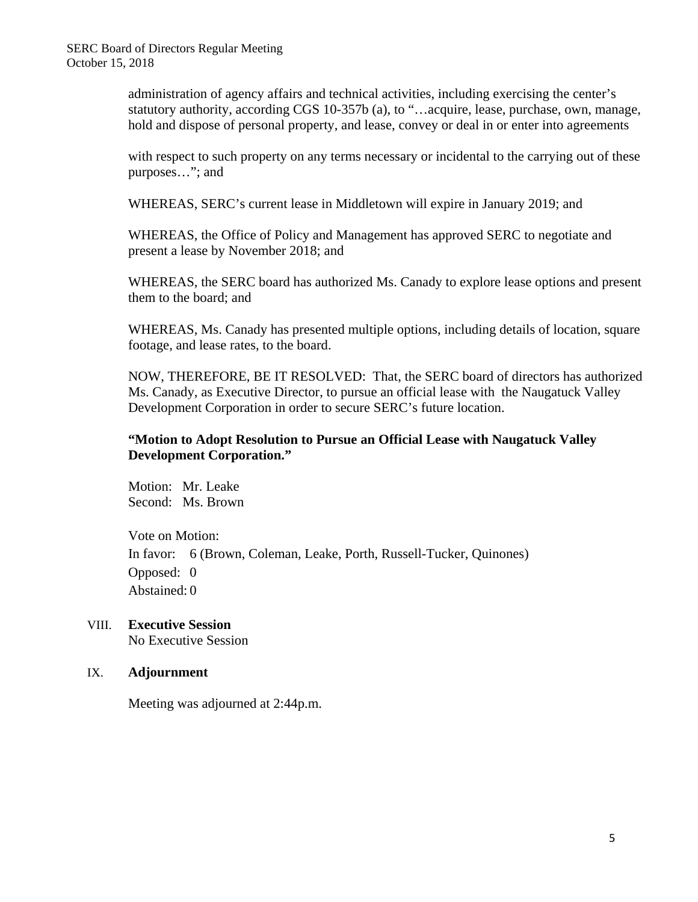administration of agency affairs and technical activities, including exercising the center's statutory authority, according CGS 10-357b (a), to "…acquire, lease, purchase, own, manage, hold and dispose of personal property, and lease, convey or deal in or enter into agreements

with respect to such property on any terms necessary or incidental to the carrying out of these purposes…"; and

WHEREAS, SERC's current lease in Middletown will expire in January 2019; and

WHEREAS, the Office of Policy and Management has approved SERC to negotiate and present a lease by November 2018; and

WHEREAS, the SERC board has authorized Ms. Canady to explore lease options and present them to the board; and

WHEREAS, Ms. Canady has presented multiple options, including details of location, square footage, and lease rates, to the board.

NOW, THEREFORE, BE IT RESOLVED: That, the SERC board of directors has authorized Ms. Canady, as Executive Director, to pursue an official lease with the Naugatuck Valley Development Corporation in order to secure SERC's future location.

**"Motion to Adopt Resolution to Pursue an Official Lease with Naugatuck Valley Development Corporation."**

Motion: Mr. Leake
Second: Ms. Brown

Vote on Motion:
In favor: 6 (Brown, Coleman, Leake, Porth, Russell-Tucker, Quinones)
Opposed: 0
Abstained: 0

VIII. **Executive Session**
No Executive Session

IX. **Adjournment**

Meeting was adjourned at 2:44p.m.